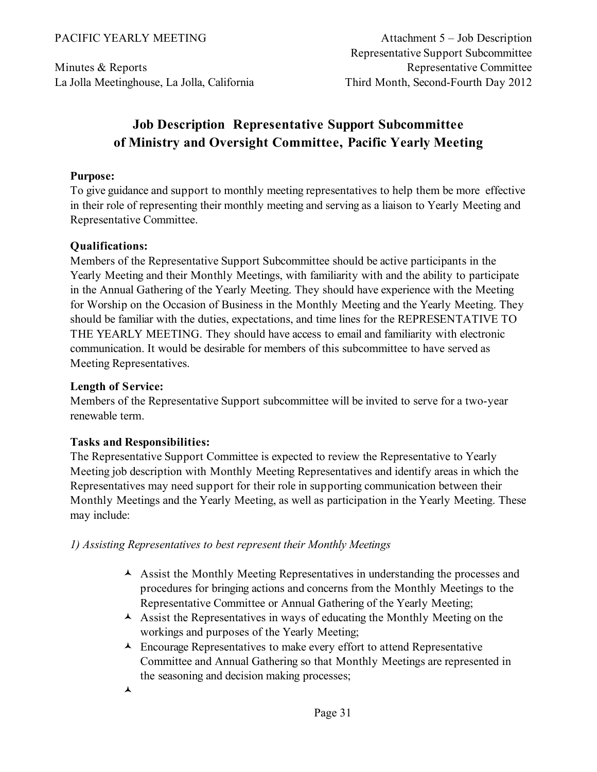# Job Description Representative Support Subcommittee of Ministry and Oversight Committee, Pacific Yearly Meeting

**Purpose:**
To give guidance and support to monthly meeting representatives to help them be more effective in their role of representing their monthly meeting and serving as a liaison to Yearly Meeting and Representative Committee.

**Qualifications:**
Members of the Representative Support Subcommittee should be active participants in the Yearly Meeting and their Monthly Meetings, with familiarity with and the ability to participate in the Annual Gathering of the Yearly Meeting. They should have experience with the Meeting for Worship on the Occasion of Business in the Monthly Meeting and the Yearly Meeting. They should be familiar with the duties, expectations, and time lines for the REPRESENTATIVE TO THE YEARLY MEETING. They should have access to email and familiarity with electronic communication. It would be desirable for members of this subcommittee to have served as Meeting Representatives.

**Length of Service:**
Members of the Representative Support subcommittee will be invited to serve for a two-year renewable term.

**Tasks and Responsibilities:**
The Representative Support Committee is expected to review the Representative to Yearly Meeting job description with Monthly Meeting Representatives and identify areas in which the Representatives may need support for their role in supporting communication between their Monthly Meetings and the Yearly Meeting, as well as participation in the Yearly Meeting. These may include:

*1) Assisting Representatives to best represent their Monthly Meetings*

- Assist the Monthly Meeting Representatives in understanding the processes and procedures for bringing actions and concerns from the Monthly Meetings to the Representative Committee or Annual Gathering of the Yearly Meeting;
- Assist the Representatives in ways of educating the Monthly Meeting on the workings and purposes of the Yearly Meeting;
- Encourage Representatives to make every effort to attend Representative Committee and Annual Gathering so that Monthly Meetings are represented in the seasoning and decision making processes;
-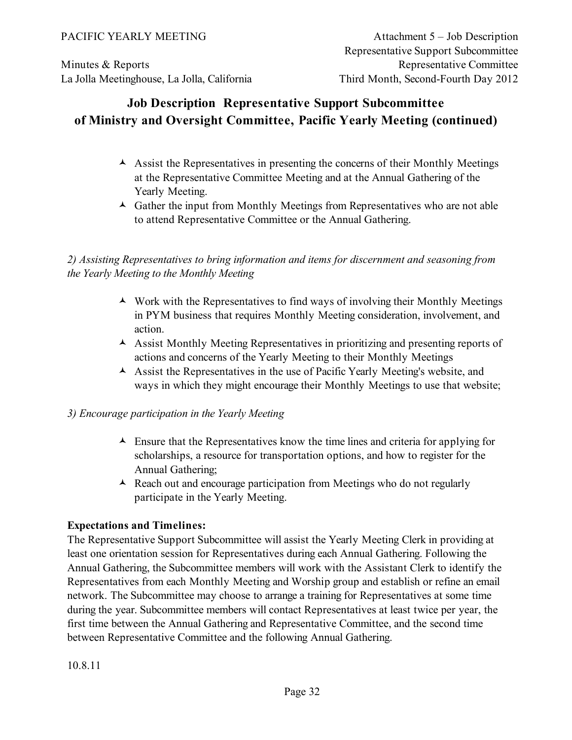# Job Description Representative Support Subcommittee of Ministry and Oversight Committee, Pacific Yearly Meeting (continued)

- Assist the Representatives in presenting the concerns of their Monthly Meetings at the Representative Committee Meeting and at the Annual Gathering of the Yearly Meeting.
- Gather the input from Monthly Meetings from Representatives who are not able to attend Representative Committee or the Annual Gathering.

*2) Assisting Representatives to bring information and items for discernment and seasoning from the Yearly Meeting to the Monthly Meeting*

- Work with the Representatives to find ways of involving their Monthly Meetings in PYM business that requires Monthly Meeting consideration, involvement, and action.
- Assist Monthly Meeting Representatives in prioritizing and presenting reports of actions and concerns of the Yearly Meeting to their Monthly Meetings
- Assist the Representatives in the use of Pacific Yearly Meeting's website, and ways in which they might encourage their Monthly Meetings to use that website;

*3) Encourage participation in the Yearly Meeting*

- Ensure that the Representatives know the time lines and criteria for applying for scholarships, a resource for transportation options, and how to register for the Annual Gathering;
- Reach out and encourage participation from Meetings who do not regularly participate in the Yearly Meeting.

**Expectations and Timelines:**

The Representative Support Subcommittee will assist the Yearly Meeting Clerk in providing at least one orientation session for Representatives during each Annual Gathering. Following the Annual Gathering, the Subcommittee members will work with the Assistant Clerk to identify the Representatives from each Monthly Meeting and Worship group and establish or refine an email network. The Subcommittee may choose to arrange a training for Representatives at some time during the year. Subcommittee members will contact Representatives at least twice per year, the first time between the Annual Gathering and Representative Committee, and the second time between Representative Committee and the following Annual Gathering.

10.8.11